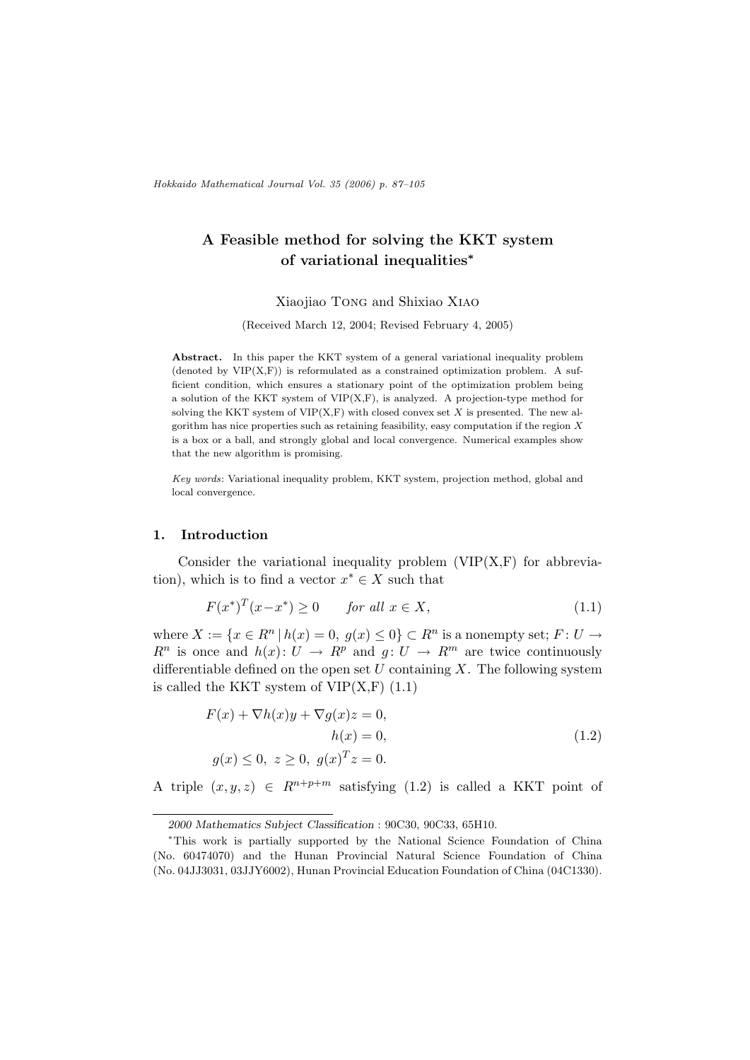# A Feasible method for solving the KKT system of variational inequalities*

Xiaojiao TONG and Shixiao XIAO

(Received March 12, 2004; Revised February 4, 2005)

**Abstract.** In this paper the KKT system of a general variational inequality problem (denoted by VIP(X,F)) is reformulated as a constrained optimization problem. A sufficient condition, which ensures a stationary point of the optimization problem being a solution of the KKT system of VIP(X,F), is analyzed. A projection-type method for solving the KKT system of VIP(X,F) with closed convex set $X$ is presented. The new algorithm has nice properties such as retaining feasibility, easy computation if the region $X$ is a box or a ball, and strongly global and local convergence. Numerical examples show that the new algorithm is promising.

*Key words*: Variational inequality problem, KKT system, projection method, global and local convergence.

## 1. Introduction

Consider the variational inequality problem (VIP(X,F) for abbreviation), which is to find a vector $x^* \in X$ such that

$$F(x^*)^T(x - x^*) \geq 0 \qquad \textit{for all } x \in X, \tag{1.1}$$

where $X := \{x \in R^n \mid h(x) = 0,\ g(x) \leq 0\} \subset R^n$ is a nonempty set; $F: U \to R^n$ is once and $h(x): U \to R^p$ and $g: U \to R^m$ are twice continuously differentiable defined on the open set $U$ containing $X$. The following system is called the KKT system of VIP(X,F) (1.1)

$$\begin{aligned} F(x) + \nabla h(x)y + \nabla g(x)z = 0,& \\ h(x) = 0,& \\ g(x) \leq 0,\ z \geq 0,\ g(x)^T z = 0.& \end{aligned} \tag{1.2}$$

A triple $(x, y, z) \in R^{n+p+m}$ satisfying (1.2) is called a KKT point of

---

*2000 Mathematics Subject Classification* : 90C30, 90C33, 65H10.

*This work is partially supported by the National Science Foundation of China (No. 60474070) and the Hunan Provincial Natural Science Foundation of China (No. 04JJ3031, 03JJY6002), Hunan Provincial Education Foundation of China (04C1330).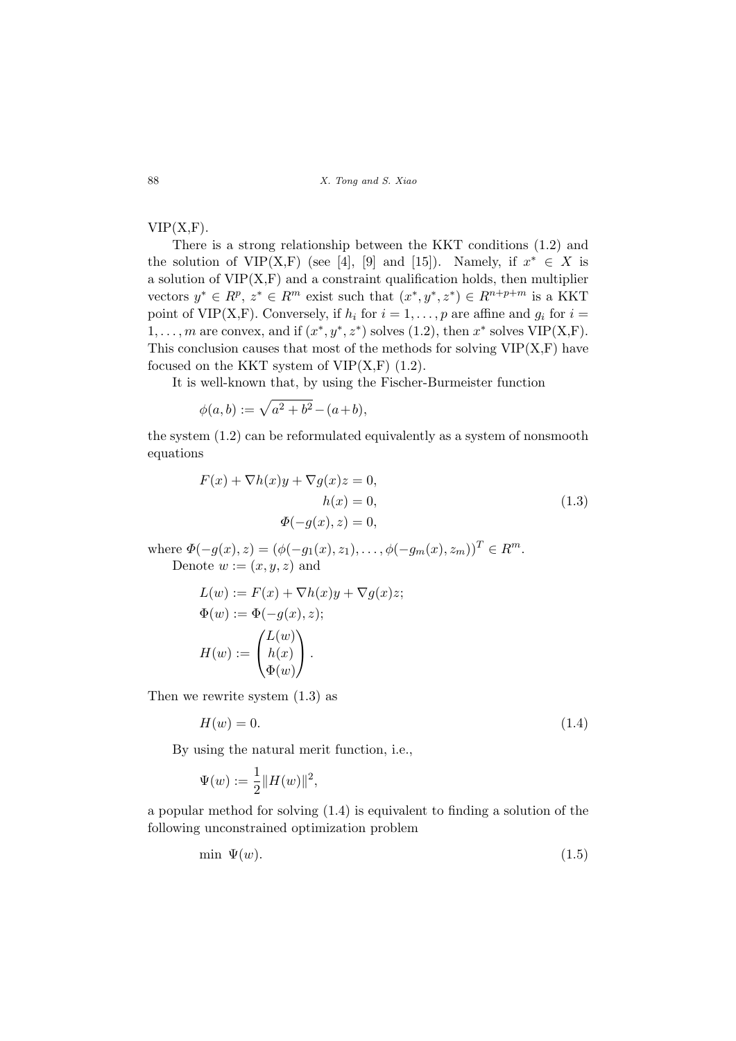VIP(X,F).

There is a strong relationship between the KKT conditions (1.2) and the solution of VIP(X,F) (see [4], [9] and [15]). Namely, if $x^* \in X$ is a solution of VIP(X,F) and a constraint qualification holds, then multiplier vectors $y^* \in R^p$, $z^* \in R^m$ exist such that $(x^*, y^*, z^*) \in R^{n+p+m}$ is a KKT point of VIP(X,F). Conversely, if $h_i$ for $i = 1, \dots, p$ are affine and $g_i$ for $i = 1, \dots, m$ are convex, and if $(x^*, y^*, z^*)$ solves (1.2), then $x^*$ solves VIP(X,F). This conclusion causes that most of the methods for solving VIP(X,F) have focused on the KKT system of VIP(X,F) (1.2).

It is well-known that, by using the Fischer-Burmeister function

$$\phi(a, b) := \sqrt{a^2 + b^2} - (a + b),$$

the system (1.2) can be reformulated equivalently as a system of nonsmooth equations

$$\begin{aligned} F(x) + \nabla h(x)y + \nabla g(x)z &= 0, \\ h(x) &= 0, \\ \Phi(-g(x), z) &= 0, \end{aligned} \tag{1.3}$$

where $\Phi(-g(x), z) = (\phi(-g_1(x), z_1), \dots, \phi(-g_m(x), z_m))^T \in R^m$.

Denote $w := (x, y, z)$ and

$$\begin{aligned} L(w) &:= F(x) + \nabla h(x)y + \nabla g(x)z; \\ \Phi(w) &:= \Phi(-g(x), z); \\ H(w) &:= \begin{pmatrix} L(w) \\ h(x) \\ \Phi(w) \end{pmatrix}. \end{aligned}$$

Then we rewrite system (1.3) as

$$H(w) = 0. \tag{1.4}$$

By using the natural merit function, i.e.,

$$\Psi(w) := \frac{1}{2}\|H(w)\|^2,$$

a popular method for solving (1.4) is equivalent to finding a solution of the following unconstrained optimization problem

$$\min \ \Psi(w). \tag{1.5}$$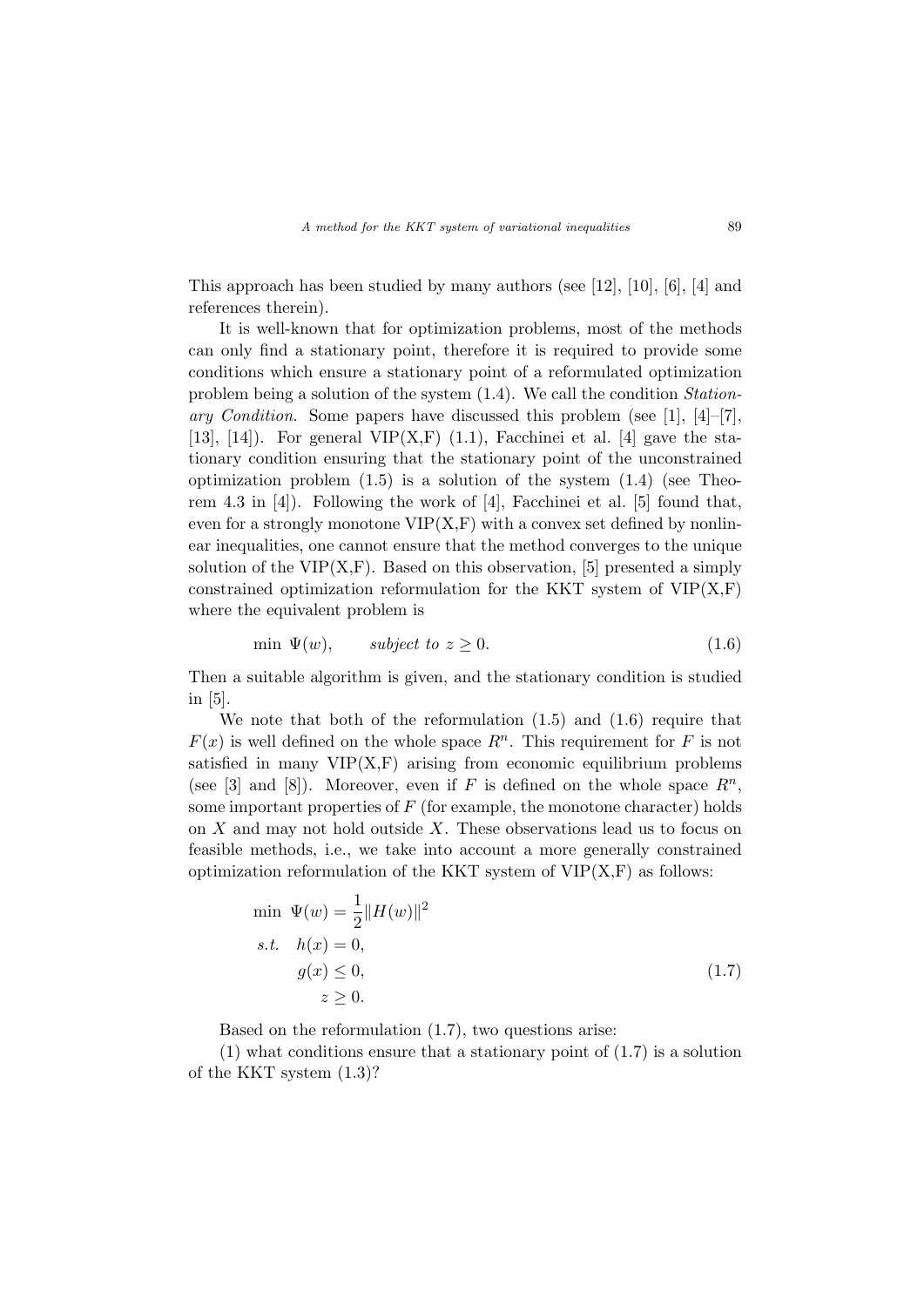This approach has been studied by many authors (see [12], [10], [6], [4] and references therein).

It is well-known that for optimization problems, most of the methods can only find a stationary point, therefore it is required to provide some conditions which ensure a stationary point of a reformulated optimization problem being a solution of the system (1.4). We call the condition *Stationary Condition*. Some papers have discussed this problem (see [1], [4]–[7], [13], [14]). For general VIP(X,F) (1.1), Facchinei et al. [4] gave the stationary condition ensuring that the stationary point of the unconstrained optimization problem (1.5) is a solution of the system (1.4) (see Theorem 4.3 in [4]). Following the work of [4], Facchinei et al. [5] found that, even for a strongly monotone VIP(X,F) with a convex set defined by nonlinear inequalities, one cannot ensure that the method converges to the unique solution of the VIP(X,F). Based on this observation, [5] presented a simply constrained optimization reformulation for the KKT system of VIP(X,F) where the equivalent problem is

$$\min \ \Psi(w), \qquad \textit{subject to } z \geq 0. \tag{1.6}$$

Then a suitable algorithm is given, and the stationary condition is studied in [5].

We note that both of the reformulation (1.5) and (1.6) require that $F(x)$ is well defined on the whole space $R^n$. This requirement for $F$ is not satisfied in many VIP(X,F) arising from economic equilibrium problems (see [3] and [8]). Moreover, even if $F$ is defined on the whole space $R^n$, some important properties of $F$ (for example, the monotone character) holds on $X$ and may not hold outside $X$. These observations lead us to focus on feasible methods, i.e., we take into account a more generally constrained optimization reformulation of the KKT system of VIP(X,F) as follows:

$$\begin{aligned} \min \ & \Psi(w) = \frac{1}{2}\|H(w)\|^2 \\ s.t. \ \ & h(x) = 0, \\ & g(x) \leq 0, \\ & z \geq 0. \end{aligned} \tag{1.7}$$

Based on the reformulation (1.7), two questions arise:

(1) what conditions ensure that a stationary point of (1.7) is a solution of the KKT system (1.3)?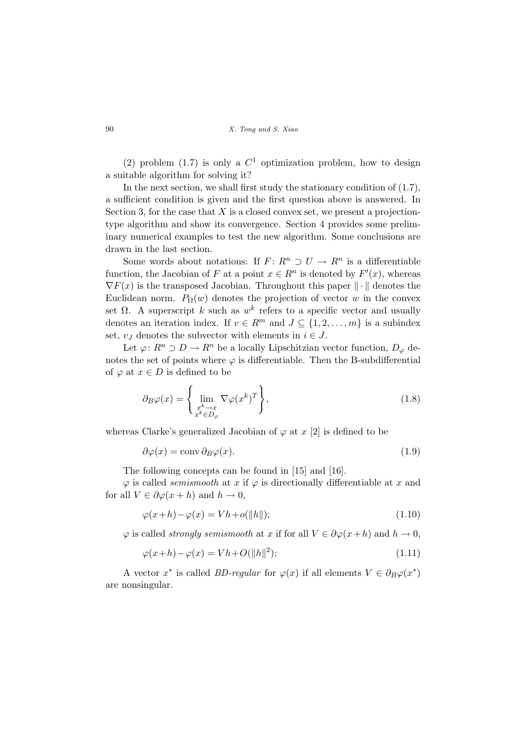(2) problem (1.7) is only a $C^1$ optimization problem, how to design a suitable algorithm for solving it?

In the next section, we shall first study the stationary condition of (1.7), a sufficient condition is given and the first question above is answered. In Section 3, for the case that $X$ is a closed convex set, we present a projection-type algorithm and show its convergence. Section 4 provides some preliminary numerical examples to test the new algorithm. Some conclusions are drawn in the last section.

Some words about notations: If $F\colon R^n \supset U \to R^n$ is a differentiable function, the Jacobian of $F$ at a point $x \in R^n$ is denoted by $F'(x)$, whereas $\nabla F(x)$ is the transposed Jacobian. Throughout this paper $\|\cdot\|$ denotes the Euclidean norm. $P_\Omega(w)$ denotes the projection of vector $w$ in the convex set $\Omega$. A superscript $k$ such as $w^k$ refers to a specific vector and usually denotes an iteration index. If $v \in R^m$ and $J \subseteq \{1, 2, \ldots, m\}$ is a subindex set, $v_J$ denotes the subvector with elements in $i \in J$.

Let $\varphi\colon R^n \supset D \to R^n$ be a locally Lipschitzian vector function, $D_\varphi$ denotes the set of points where $\varphi$ is differentiable. Then the B-subdifferential of $\varphi$ at $x \in D$ is defined to be

$$\partial_B \varphi(x) = \left\{ \lim_{\substack{x^k \to x \\ x^k \in D_\varphi}} \nabla \varphi(x^k)^T \right\}, \tag{1.8}$$

whereas Clarke's generalized Jacobian of $\varphi$ at $x$ [2] is defined to be

$$\partial \varphi(x) = \operatorname{conv} \partial_B \varphi(x). \tag{1.9}$$

The following concepts can be found in [15] and [16].

$\varphi$ is called *semismooth* at $x$ if $\varphi$ is directionally differentiable at $x$ and for all $V \in \partial \varphi(x+h)$ and $h \to 0$,

$$\varphi(x+h) - \varphi(x) = Vh + o(\|h\|); \tag{1.10}$$

$\varphi$ is called *strongly semismooth* at $x$ if for all $V \in \partial \varphi(x+h)$ and $h \to 0$,

$$\varphi(x+h) - \varphi(x) = Vh + O(\|h\|^2); \tag{1.11}$$

A vector $x^*$ is called *BD-regular* for $\varphi(x)$ if all elements $V \in \partial_B \varphi(x^*)$ are nonsingular.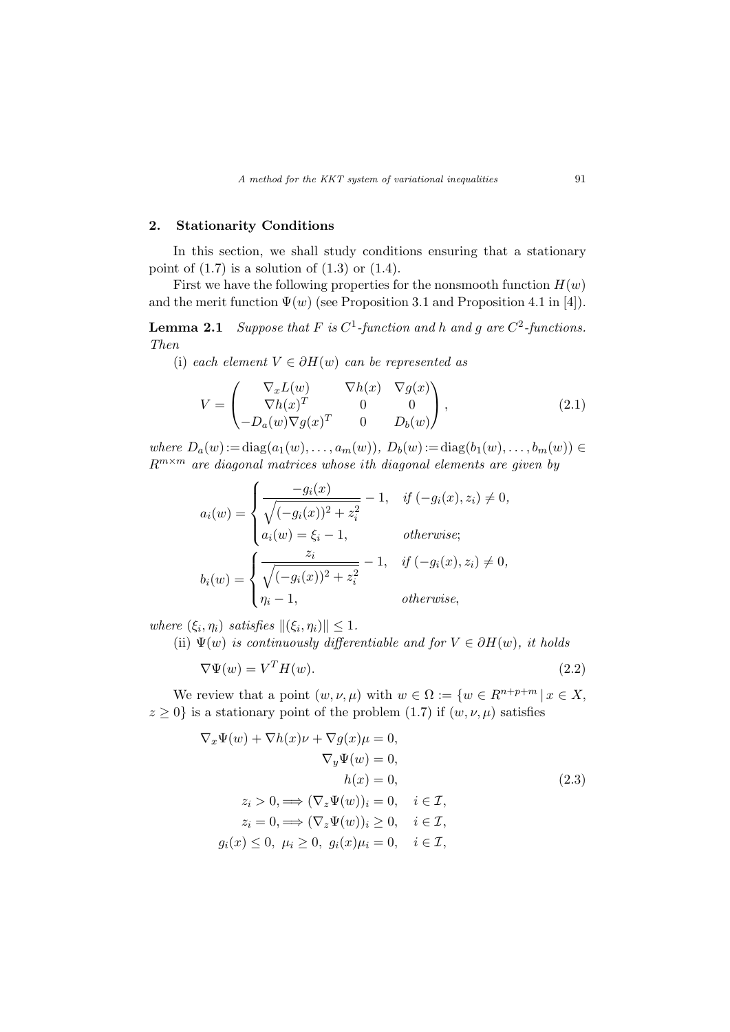## 2. Stationarity Conditions

In this section, we shall study conditions ensuring that a stationary point of (1.7) is a solution of (1.3) or (1.4).

First we have the following properties for the nonsmooth function $H(w)$ and the merit function $\Psi(w)$ (see Proposition 3.1 and Proposition 4.1 in [4]).

**Lemma 2.1** *Suppose that $F$ is $C^1$-function and $h$ and $g$ are $C^2$-functions. Then*

(i) *each element $V \in \partial H(w)$ can be represented as*

$$V = \begin{pmatrix} \nabla_x L(w) & \nabla h(x) & \nabla g(x) \\ \nabla h(x)^T & 0 & 0 \\ -D_a(w)\nabla g(x)^T & 0 & D_b(w) \end{pmatrix}, \tag{2.1}$$

*where $D_a(w) := \operatorname{diag}(a_1(w), \ldots, a_m(w))$, $D_b(w) := \operatorname{diag}(b_1(w), \ldots, b_m(w)) \in R^{m \times m}$ are diagonal matrices whose ith diagonal elements are given by*

$$a_i(w) = \begin{cases} \dfrac{-g_i(x)}{\sqrt{(-g_i(x))^2 + z_i^2}} - 1, & \text{if } (-g_i(x), z_i) \neq 0, \\ a_i(w) = \xi_i - 1, & \text{otherwise;} \end{cases}$$

$$b_i(w) = \begin{cases} \dfrac{z_i}{\sqrt{(-g_i(x))^2 + z_i^2}} - 1, & \text{if } (-g_i(x), z_i) \neq 0, \\ \eta_i - 1, & \text{otherwise,} \end{cases}$$

*where $(\xi_i, \eta_i)$ satisfies $\|(\xi_i, \eta_i)\| \leq 1$.*

(ii) *$\Psi(w)$ is continuously differentiable and for $V \in \partial H(w)$, it holds*

$$\nabla \Psi(w) = V^T H(w). \tag{2.2}$$

We review that a point $(w, \nu, \mu)$ with $w \in \Omega := \{w \in R^{n+p+m} \mid x \in X, z \geq 0\}$ is a stationary point of the problem (1.7) if $(w, \nu, \mu)$ satisfies

$$\begin{aligned} \nabla_x \Psi(w) + \nabla h(x)\nu + \nabla g(x)\mu &= 0, \\ \nabla_y \Psi(w) &= 0, \\ h(x) &= 0, \\ z_i > 0, \Longrightarrow (\nabla_z \Psi(w))_i &= 0, \quad i \in \mathcal{I}, \\ z_i = 0, \Longrightarrow (\nabla_z \Psi(w))_i &\geq 0, \quad i \in \mathcal{I}, \\ g_i(x) \leq 0, \ \mu_i \geq 0, \ g_i(x)\mu_i &= 0, \quad i \in \mathcal{I}, \end{aligned} \tag{2.3}$$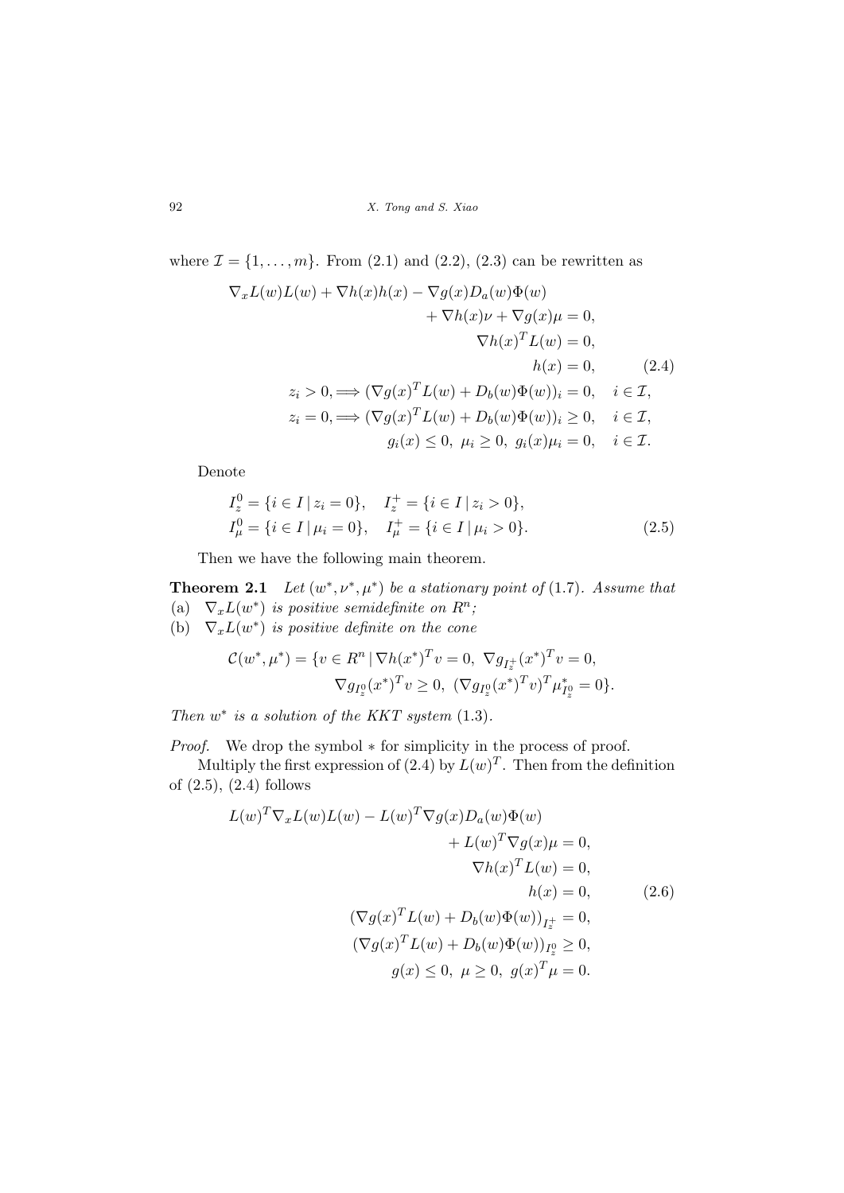where $\mathcal{I} = \{1, \ldots, m\}$. From (2.1) and (2.2), (2.3) can be rewritten as

$$
\begin{aligned}
\nabla_x L(w)L(w) + \nabla h(x)h(x) - \nabla g(x)D_a(w)\Phi(w)& \\
+ \nabla h(x)\nu + \nabla g(x)\mu &= 0, \\
\nabla h(x)^T L(w) &= 0, \\
h(x) &= 0, \\
z_i > 0, \Longrightarrow (\nabla g(x)^T L(w) + D_b(w)\Phi(w))_i &= 0, \quad i \in \mathcal{I}, \\
z_i = 0, \Longrightarrow (\nabla g(x)^T L(w) + D_b(w)\Phi(w))_i &\geq 0, \quad i \in \mathcal{I}, \\
g_i(x) \leq 0, \ \mu_i \geq 0, \ g_i(x)\mu_i &= 0, \quad i \in \mathcal{I}.
\end{aligned}
\tag{2.4}
$$

Denote

$$
\begin{aligned}
&I_z^0 = \{i \in I \,|\, z_i = 0\}, \quad I_z^+ = \{i \in I \,|\, z_i > 0\}, \\
&I_\mu^0 = \{i \in I \,|\, \mu_i = 0\}, \quad I_\mu^+ = \{i \in I \,|\, \mu_i > 0\}.
\end{aligned}
\tag{2.5}
$$

Then we have the following main theorem.

**Theorem 2.1** *Let $(w^*, \nu^*, \mu^*)$ be a stationary point of* (1.7)*. Assume that*
(a) $\nabla_x L(w^*)$ *is positive semidefinite on $R^n$;*
(b) $\nabla_x L(w^*)$ *is positive definite on the cone*

$$
\begin{aligned}
\mathcal{C}(w^*, \mu^*) = \{v \in R^n \,|\, \nabla h(x^*)^T v = 0, \ \nabla g_{I_z^+}(x^*)^T v = 0,& \\
\nabla g_{I_z^0}(x^*)^T v \geq 0, \ (\nabla g_{I_z^0}(x^*)^T v)^T \mu^*_{I_z^0} = 0\}.&
\end{aligned}
$$

*Then $w^*$ is a solution of the KKT system* (1.3)*.*

*Proof.* We drop the symbol $*$ for simplicity in the process of proof.

Multiply the first expression of (2.4) by $L(w)^T$. Then from the definition of (2.5), (2.4) follows

$$
\begin{aligned}
L(w)^T \nabla_x L(w)L(w) - L(w)^T \nabla g(x)D_a(w)\Phi(w)& \\
+ L(w)^T \nabla g(x)\mu &= 0, \\
\nabla h(x)^T L(w) &= 0, \\
h(x) &= 0, \\
(\nabla g(x)^T L(w) + D_b(w)\Phi(w))_{I_z^+} &= 0, \\
(\nabla g(x)^T L(w) + D_b(w)\Phi(w))_{I_z^0} &\geq 0, \\
g(x) \leq 0, \ \mu \geq 0, \ g(x)^T \mu &= 0.
\end{aligned}
\tag{2.6}
$$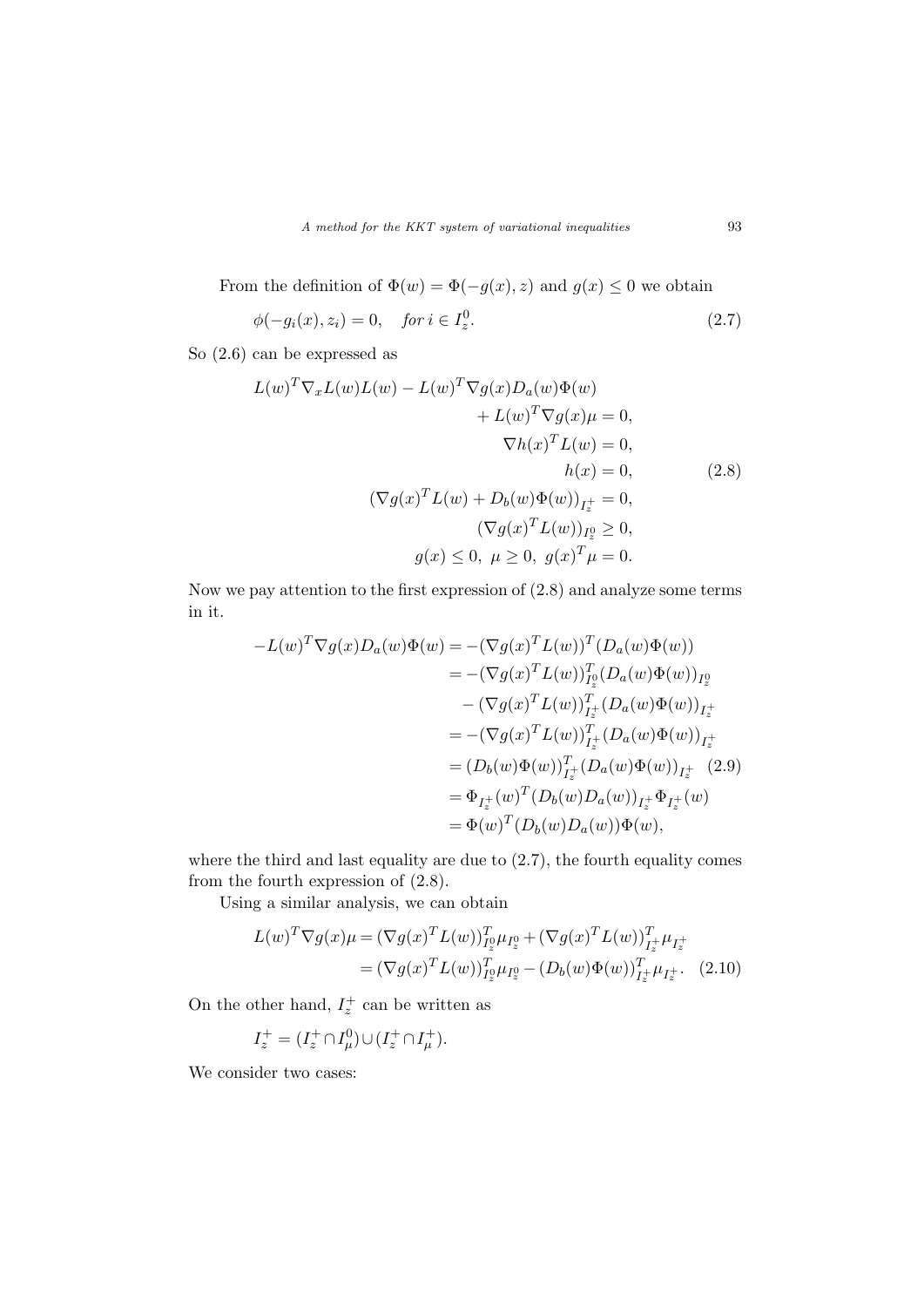From the definition of $\Phi(w) = \Phi(-g(x), z)$ and $g(x) \leq 0$ we obtain

$$\phi(-g_i(x), z_i) = 0, \quad \textit{for } i \in I_z^0. \tag{2.7}$$

So (2.6) can be expressed as

$$\begin{aligned}
L(w)^T \nabla_x L(w) L(w) - L(w)^T \nabla g(x) D_a(w) \Phi(w)& \\
+ L(w)^T \nabla g(x) \mu &= 0, \\
\nabla h(x)^T L(w) &= 0, \\
h(x) &= 0, \\
(\nabla g(x)^T L(w) + D_b(w)\Phi(w))_{I_z^+} &= 0, \\
(\nabla g(x)^T L(w))_{I_z^0} &\geq 0, \\
g(x) \leq 0, \ \mu \geq 0, \ g(x)^T \mu &= 0.
\end{aligned} \tag{2.8}$$

Now we pay attention to the first expression of (2.8) and analyze some terms in it.

$$\begin{aligned}
-L(w)^T \nabla g(x) D_a(w) \Phi(w) &= -(\nabla g(x)^T L(w))^T (D_a(w)\Phi(w)) \\
&= -(\nabla g(x)^T L(w))_{I_z^0}^T (D_a(w)\Phi(w))_{I_z^0} \\
&\quad - (\nabla g(x)^T L(w))_{I_z^+}^T (D_a(w)\Phi(w))_{I_z^+} \\
&= -(\nabla g(x)^T L(w))_{I_z^+}^T (D_a(w)\Phi(w))_{I_z^+} \\
&= (D_b(w)\Phi(w))_{I_z^+}^T (D_a(w)\Phi(w))_{I_z^+} \\
&= \Phi_{I_z^+}(w)^T (D_b(w) D_a(w))_{I_z^+} \Phi_{I_z^+}(w) \\
&= \Phi(w)^T (D_b(w) D_a(w)) \Phi(w),
\end{aligned} \tag{2.9}$$

where the third and last equality are due to (2.7), the fourth equality comes from the fourth expression of (2.8).

Using a similar analysis, we can obtain

$$\begin{aligned}
L(w)^T \nabla g(x) \mu &= (\nabla g(x)^T L(w))_{I_z^0}^T \mu_{I_z^0} + (\nabla g(x)^T L(w))_{I_z^+}^T \mu_{I_z^+} \\
&= (\nabla g(x)^T L(w))_{I_z^0}^T \mu_{I_z^0} - (D_b(w)\Phi(w))_{I_z^+}^T \mu_{I_z^+}.
\end{aligned} \tag{2.10}$$

On the other hand, $I_z^+$ can be written as

$$I_z^+ = (I_z^+ \cap I_\mu^0) \cup (I_z^+ \cap I_\mu^+).$$

We consider two cases: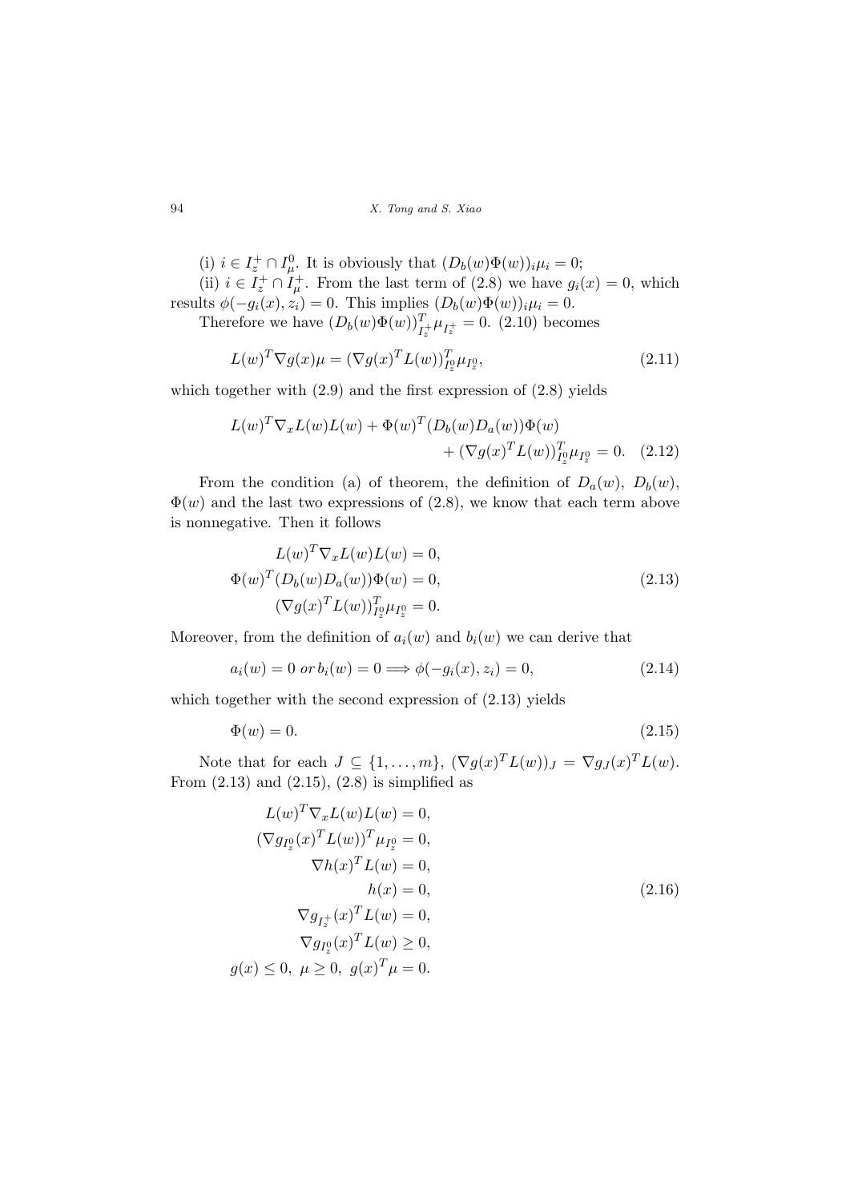(i) $i \in I_z^+ \cap I_\mu^0$. It is obviously that $(D_b(w)\Phi(w))_i \mu_i = 0$;

(ii) $i \in I_z^+ \cap I_\mu^+$. From the last term of (2.8) we have $g_i(x) = 0$, which results $\phi(-g_i(x), z_i) = 0$. This implies $(D_b(w)\Phi(w))_i \mu_i = 0$.

Therefore we have $(D_b(w)\Phi(w))_{I_z^+}^T \mu_{I_z^+} = 0$. (2.10) becomes

$$L(w)^T \nabla g(x) \mu = (\nabla g(x)^T L(w))_{I_z^0}^T \mu_{I_z^0}, \tag{2.11}$$

which together with (2.9) and the first expression of (2.8) yields

$$L(w)^T \nabla_x L(w) L(w) + \Phi(w)^T (D_b(w) D_a(w)) \Phi(w) + (\nabla g(x)^T L(w))_{I_z^0}^T \mu_{I_z^0} = 0. \tag{2.12}$$

From the condition (a) of theorem, the definition of $D_a(w)$, $D_b(w)$, $\Phi(w)$ and the last two expressions of (2.8), we know that each term above is nonnegative. Then it follows

$$\begin{aligned} L(w)^T \nabla_x L(w) L(w) &= 0, \\ \Phi(w)^T (D_b(w) D_a(w)) \Phi(w) &= 0, \\ (\nabla g(x)^T L(w))_{I_z^0}^T \mu_{I_z^0} &= 0. \end{aligned} \tag{2.13}$$

Moreover, from the definition of $a_i(w)$ and $b_i(w)$ we can derive that

$$a_i(w) = 0 \text{ or } b_i(w) = 0 \Longrightarrow \phi(-g_i(x), z_i) = 0, \tag{2.14}$$

which together with the second expression of (2.13) yields

$$\Phi(w) = 0. \tag{2.15}$$

Note that for each $J \subseteq \{1, \ldots, m\}$, $(\nabla g(x)^T L(w))_J = \nabla g_J(x)^T L(w)$. From (2.13) and (2.15), (2.8) is simplified as

$$\begin{aligned} L(w)^T \nabla_x L(w) L(w) &= 0, \\ (\nabla g_{I_z^0}(x)^T L(w))^T \mu_{I_z^0} &= 0, \\ \nabla h(x)^T L(w) &= 0, \\ h(x) &= 0, \\ \nabla g_{I_z^+}(x)^T L(w) &= 0, \\ \nabla g_{I_z^0}(x)^T L(w) &\geq 0, \\ g(x) \leq 0, \ \mu \geq 0, \ g(x)^T \mu &= 0. \end{aligned} \tag{2.16}$$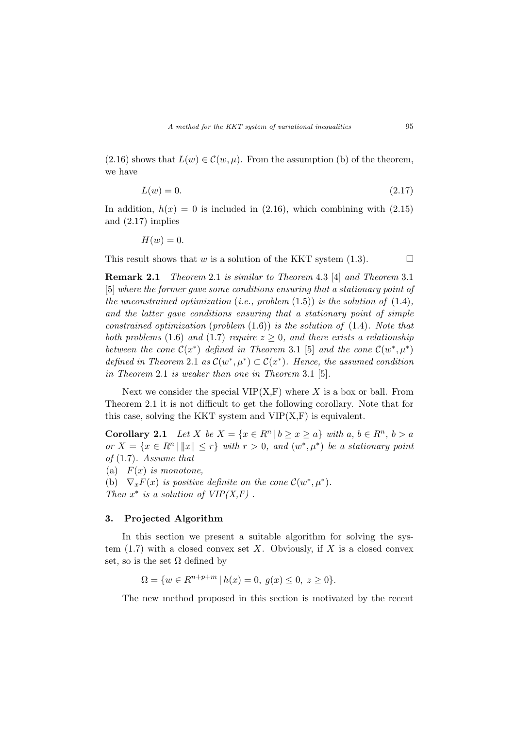(2.16) shows that $L(w) \in \mathcal{C}(w, \mu)$. From the assumption (b) of the theorem, we have

$$L(w) = 0. \tag{2.17}$$

In addition, $h(x) = 0$ is included in (2.16), which combining with (2.15) and (2.17) implies

$$H(w) = 0.$$

This result shows that $w$ is a solution of the KKT system (1.3). $\square$

**Remark 2.1** *Theorem* 2.1 *is similar to Theorem* 4.3 [4] *and Theorem* 3.1 [5] *where the former gave some conditions ensuring that a stationary point of the unconstrained optimization* (*i.e., problem* (1.5)) *is the solution of* (1.4)*, and the latter gave conditions ensuring that a stationary point of simple constrained optimization* (*problem* (1.6)) *is the solution of* (1.4)*. Note that both problems* (1.6) *and* (1.7) *require* $z \geq 0$*, and there exists a relationship between the cone* $\mathcal{C}(x^*)$ *defined in Theorem* 3.1 [5] *and the cone* $\mathcal{C}(w^*, \mu^*)$ *defined in Theorem* 2.1 *as* $\mathcal{C}(w^*, \mu^*) \subset \mathcal{C}(x^*)$*. Hence, the assumed condition in Theorem* 2.1 *is weaker than one in Theorem* 3.1 [5].

Next we consider the special VIP(X,F) where $X$ is a box or ball. From Theorem 2.1 it is not difficult to get the following corollary. Note that for this case, solving the KKT system and VIP(X,F) is equivalent.

**Corollary 2.1** *Let* $X$ *be* $X = \{x \in R^n \,|\, b \geq x \geq a\}$ *with* $a, b \in R^n$*,* $b > a$ *or* $X = \{x \in R^n \,|\, \|x\| \leq r\}$ *with* $r > 0$*, and* $(w^*, \mu^*)$ *be a stationary point of* (1.7)*. Assume that*
(a) $F(x)$ *is monotone,*
(b) $\nabla_x F(x)$ *is positive definite on the cone* $\mathcal{C}(w^*, \mu^*)$*.*
*Then* $x^*$ *is a solution of VIP(X,F) .*

## 3. Projected Algorithm

In this section we present a suitable algorithm for solving the system (1.7) with a closed convex set $X$. Obviously, if $X$ is a closed convex set, so is the set $\Omega$ defined by

$$\Omega = \{w \in R^{n+p+m} \,|\, h(x) = 0,\ g(x) \leq 0,\ z \geq 0\}.$$

The new method proposed in this section is motivated by the recent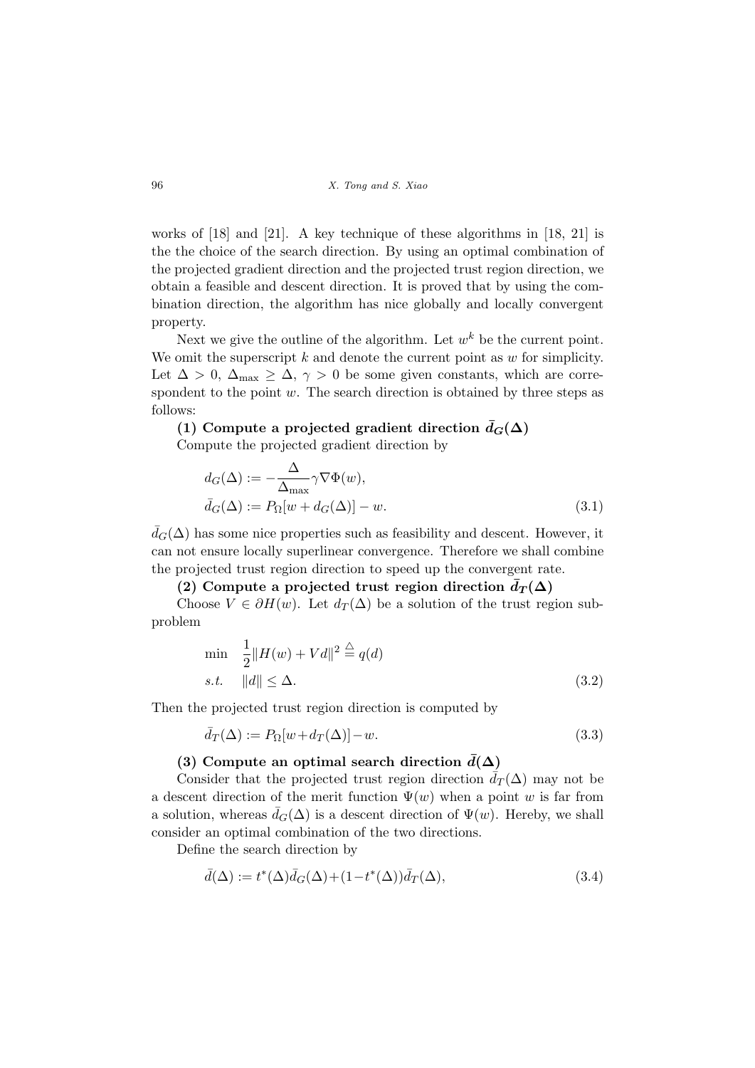works of [18] and [21]. A key technique of these algorithms in [18, 21] is the the choice of the search direction. By using an optimal combination of the projected gradient direction and the projected trust region direction, we obtain a feasible and descent direction. It is proved that by using the combination direction, the algorithm has nice globally and locally convergent property.

Next we give the outline of the algorithm. Let $w^k$ be the current point. We omit the superscript $k$ and denote the current point as $w$ for simplicity. Let $\Delta > 0$, $\Delta_{\max} \geq \Delta$, $\gamma > 0$ be some given constants, which are correspondent to the point $w$. The search direction is obtained by three steps as follows:

**(1) Compute a projected gradient direction $\bar{d}_G(\Delta)$**

Compute the projected gradient direction by

$$
\begin{aligned}
d_G(\Delta) &:= -\frac{\Delta}{\Delta_{\max}} \gamma \nabla \Phi(w), \\
\bar{d}_G(\Delta) &:= P_\Omega[w + d_G(\Delta)] - w.
\end{aligned} \tag{3.1}
$$

$\bar{d}_G(\Delta)$ has some nice properties such as feasibility and descent. However, it can not ensure locally superlinear convergence. Therefore we shall combine the projected trust region direction to speed up the convergent rate.

**(2) Compute a projected trust region direction $\bar{d}_T(\Delta)$**

Choose $V \in \partial H(w)$. Let $d_T(\Delta)$ be a solution of the trust region subproblem

$$
\begin{aligned}
\min \quad & \frac{1}{2}\|H(w) + Vd\|^2 \triangleq q(d) \\
s.t. \quad & \|d\| \leq \Delta.
\end{aligned} \tag{3.2}
$$

Then the projected trust region direction is computed by

$$
\bar{d}_T(\Delta) := P_\Omega[w + d_T(\Delta)] - w. \tag{3.3}
$$

**(3) Compute an optimal search direction $\bar{d}(\Delta)$**

Consider that the projected trust region direction $\bar{d}_T(\Delta)$ may not be a descent direction of the merit function $\Psi(w)$ when a point $w$ is far from a solution, whereas $\bar{d}_G(\Delta)$ is a descent direction of $\Psi(w)$. Hereby, we shall consider an optimal combination of the two directions.

Define the search direction by

$$
\bar{d}(\Delta) := t^*(\Delta)\bar{d}_G(\Delta) + (1 - t^*(\Delta))\bar{d}_T(\Delta), \tag{3.4}
$$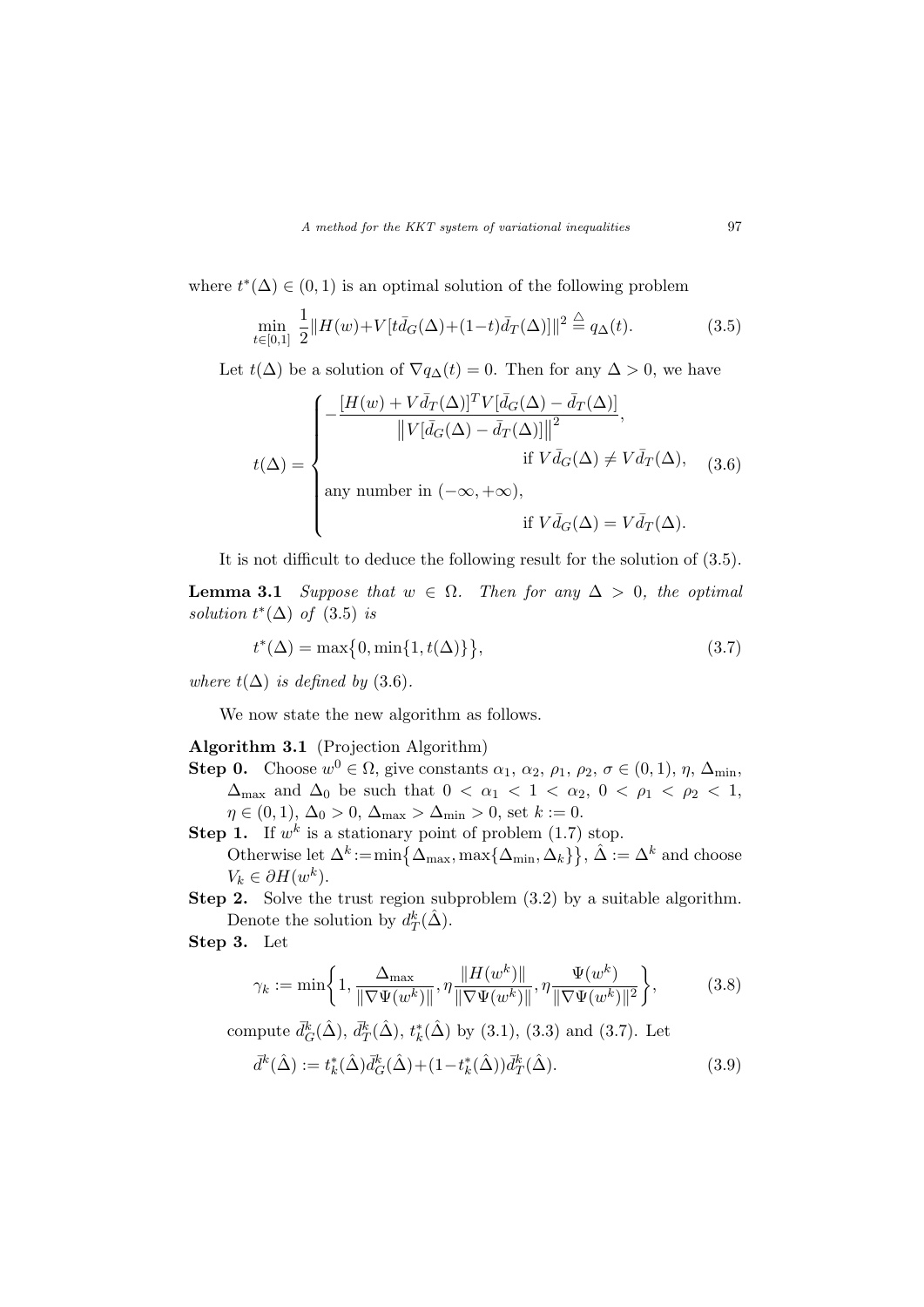where $t^*(\Delta) \in (0,1)$ is an optimal solution of the following problem

$$\min_{t\in[0,1]} \frac{1}{2}\|H(w)+V[t\bar{d}_G(\Delta)+(1-t)\bar{d}_T(\Delta)]\|^2 \overset{\triangle}{=} q_\Delta(t). \tag{3.5}$$

Let $t(\Delta)$ be a solution of $\nabla q_\Delta(t) = 0$. Then for any $\Delta > 0$, we have

$$t(\Delta) = \begin{cases} -\dfrac{[H(w)+V\bar{d}_T(\Delta)]^T V[\bar{d}_G(\Delta)-\bar{d}_T(\Delta)]}{\left\|V[\bar{d}_G(\Delta)-\bar{d}_T(\Delta)]\right\|^2}, \\ \qquad\qquad\qquad\qquad \text{if } V\bar{d}_G(\Delta) \neq V\bar{d}_T(\Delta), \\ \text{any number in } (-\infty,+\infty), \\ \qquad\qquad\qquad\qquad \text{if } V\bar{d}_G(\Delta) = V\bar{d}_T(\Delta). \end{cases} \tag{3.6}$$

It is not difficult to deduce the following result for the solution of (3.5).

**Lemma 3.1** *Suppose that $w \in \Omega$. Then for any $\Delta > 0$, the optimal solution $t^*(\Delta)$ of (3.5) is*

$$t^*(\Delta) = \max\{0, \min\{1, t(\Delta)\}\}, \tag{3.7}$$

*where $t(\Delta)$ is defined by (3.6).*

We now state the new algorithm as follows.

**Algorithm 3.1** (Projection Algorithm)

**Step 0.** Choose $w^0 \in \Omega$, give constants $\alpha_1$, $\alpha_2$, $\rho_1$, $\rho_2$, $\sigma \in (0,1)$, $\eta$, $\Delta_{\min}$, $\Delta_{\max}$ and $\Delta_0$ be such that $0 < \alpha_1 < 1 < \alpha_2$, $0 < \rho_1 < \rho_2 < 1$, $\eta \in (0,1)$, $\Delta_0 > 0$, $\Delta_{\max} > \Delta_{\min} > 0$, set $k := 0$.

**Step 1.** If $w^k$ is a stationary point of problem (1.7) stop. Otherwise let $\Delta^k := \min\{\Delta_{\max}, \max\{\Delta_{\min}, \Delta_k\}\}$, $\hat{\Delta} := \Delta^k$ and choose $V_k \in \partial H(w^k)$.

**Step 2.** Solve the trust region subproblem (3.2) by a suitable algorithm. Denote the solution by $d_T^k(\hat{\Delta})$.

**Step 3.** Let

$$\gamma_k := \min\left\{1, \frac{\Delta_{\max}}{\|\nabla\Psi(w^k)\|}, \eta\frac{\|H(w^k)\|}{\|\nabla\Psi(w^k)\|}, \eta\frac{\Psi(w^k)}{\|\nabla\Psi(w^k)\|^2}\right\}, \tag{3.8}$$

compute $\bar{d}_G^k(\hat{\Delta})$, $\bar{d}_T^k(\hat{\Delta})$, $t_k^*(\hat{\Delta})$ by (3.1), (3.3) and (3.7). Let

$$\bar{d}^k(\hat{\Delta}) := t_k^*(\hat{\Delta})\bar{d}_G^k(\hat{\Delta})+(1-t_k^*(\hat{\Delta}))\bar{d}_T^k(\hat{\Delta}). \tag{3.9}$$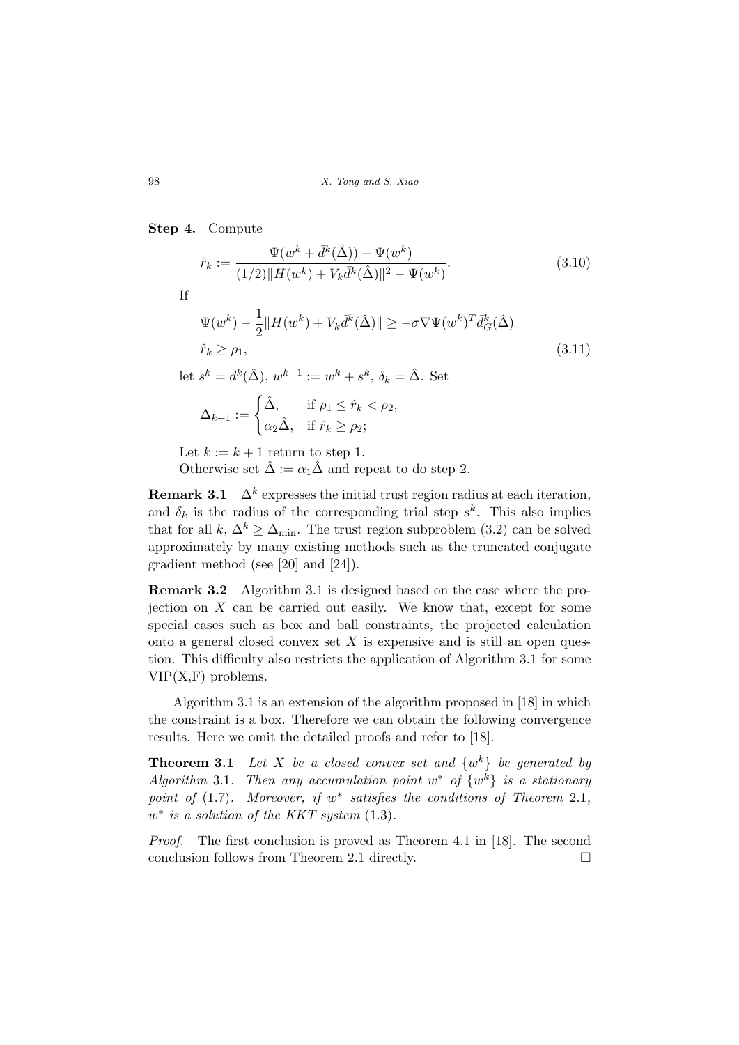**Step 4.** Compute

$$\hat{r}_k := \frac{\Psi(w^k + \bar{d}^k(\hat{\Delta})) - \Psi(w^k)}{(1/2)\|H(w^k) + V_k \bar{d}^k(\hat{\Delta})\|^2 - \Psi(w^k)}. \tag{3.10}$$

If

$$\begin{aligned} &\Psi(w^k) - \frac{1}{2}\|H(w^k) + V_k \bar{d}^k(\hat{\Delta})\| \geq -\sigma \nabla \Psi(w^k)^T \bar{d}^k_G(\hat{\Delta}) \\ &\hat{r}_k \geq \rho_1, \end{aligned} \tag{3.11}$$

let $s^k = \bar{d}^k(\hat{\Delta})$, $w^{k+1} := w^k + s^k$, $\delta_k = \hat{\Delta}$. Set

$$\Delta_{k+1} := \begin{cases} \hat{\Delta}, & \text{if } \rho_1 \leq \hat{r}_k < \rho_2, \\ \alpha_2 \hat{\Delta}, & \text{if } \hat{r}_k \geq \rho_2; \end{cases}$$

Let $k := k + 1$ return to step 1.
Otherwise set $\hat{\Delta} := \alpha_1 \hat{\Delta}$ and repeat to do step 2.

**Remark 3.1** $\Delta^k$ expresses the initial trust region radius at each iteration, and $\delta_k$ is the radius of the corresponding trial step $s^k$. This also implies that for all $k$, $\Delta^k \geq \Delta_{\min}$. The trust region subproblem (3.2) can be solved approximately by many existing methods such as the truncated conjugate gradient method (see [20] and [24]).

**Remark 3.2** Algorithm 3.1 is designed based on the case where the projection on $X$ can be carried out easily. We know that, except for some special cases such as box and ball constraints, the projected calculation onto a general closed convex set $X$ is expensive and is still an open question. This difficulty also restricts the application of Algorithm 3.1 for some VIP(X,F) problems.

Algorithm 3.1 is an extension of the algorithm proposed in [18] in which the constraint is a box. Therefore we can obtain the following convergence results. Here we omit the detailed proofs and refer to [18].

**Theorem 3.1** *Let $X$ be a closed convex set and $\{w^k\}$ be generated by Algorithm 3.1. Then any accumulation point $w^*$ of $\{w^k\}$ is a stationary point of (1.7). Moreover, if $w^*$ satisfies the conditions of Theorem 2.1, $w^*$ is a solution of the KKT system (1.3).*

*Proof.* The first conclusion is proved as Theorem 4.1 in [18]. The second conclusion follows from Theorem 2.1 directly. □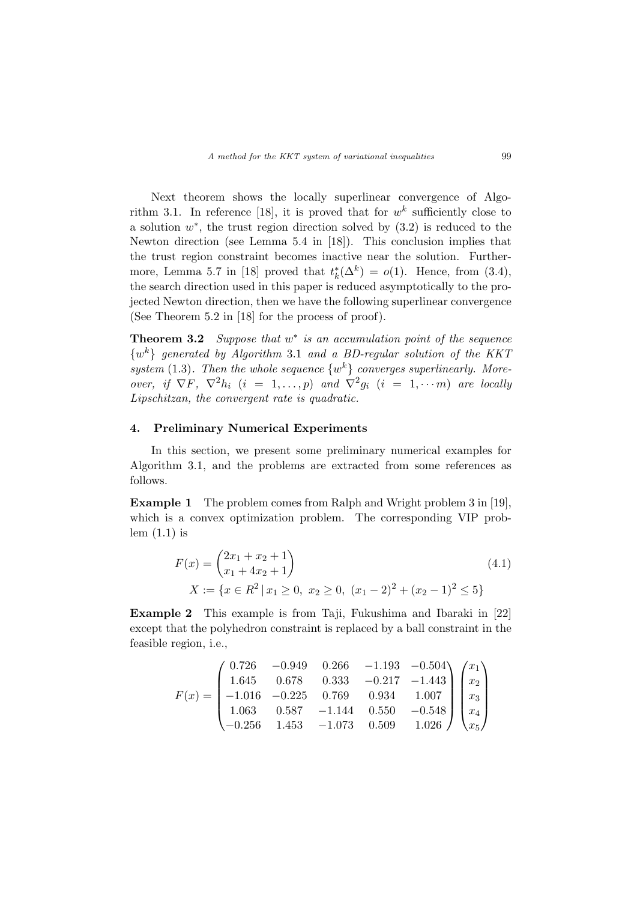Next theorem shows the locally superlinear convergence of Algorithm 3.1. In reference [18], it is proved that for $w^k$ sufficiently close to a solution $w^*$, the trust region direction solved by (3.2) is reduced to the Newton direction (see Lemma 5.4 in [18]). This conclusion implies that the trust region constraint becomes inactive near the solution. Furthermore, Lemma 5.7 in [18] proved that $t_k^*(\Delta^k) = o(1)$. Hence, from (3.4), the search direction used in this paper is reduced asymptotically to the projected Newton direction, then we have the following superlinear convergence (See Theorem 5.2 in [18] for the process of proof).

**Theorem 3.2** *Suppose that $w^*$ is an accumulation point of the sequence $\{w^k\}$ generated by Algorithm* 3.1 *and a BD-regular solution of the KKT system* (1.3). *Then the whole sequence $\{w^k\}$ converges superlinearly. Moreover, if $\nabla F$, $\nabla^2 h_i$ $(i = 1, \dots, p)$ and $\nabla^2 g_i$ $(i = 1, \cdots m)$ are locally Lipschitzan, the convergent rate is quadratic.*

## 4. Preliminary Numerical Experiments

In this section, we present some preliminary numerical examples for Algorithm 3.1, and the problems are extracted from some references as follows.

**Example 1** The problem comes from Ralph and Wright problem 3 in [19], which is a convex optimization problem. The corresponding VIP problem (1.1) is

$$
\begin{aligned}
F(x) &= \begin{pmatrix} 2x_1 + x_2 + 1 \\ x_1 + 4x_2 + 1 \end{pmatrix} \\
X &:= \{x \in R^2 \,|\, x_1 \geq 0,\ x_2 \geq 0,\ (x_1 - 2)^2 + (x_2 - 1)^2 \leq 5\}
\end{aligned}
\tag{4.1}
$$

**Example 2** This example is from Taji, Fukushima and Ibaraki in [22] except that the polyhedron constraint is replaced by a ball constraint in the feasible region, i.e.,

$$
F(x) = \begin{pmatrix} 0.726 & -0.949 & 0.266 & -1.193 & -0.504 \\ 1.645 & 0.678 & 0.333 & -0.217 & -1.443 \\ -1.016 & -0.225 & 0.769 & 0.934 & 1.007 \\ 1.063 & 0.587 & -1.144 & 0.550 & -0.548 \\ -0.256 & 1.453 & -1.073 & 0.509 & 1.026 \end{pmatrix} \begin{pmatrix} x_1 \\ x_2 \\ x_3 \\ x_4 \\ x_5 \end{pmatrix}
$$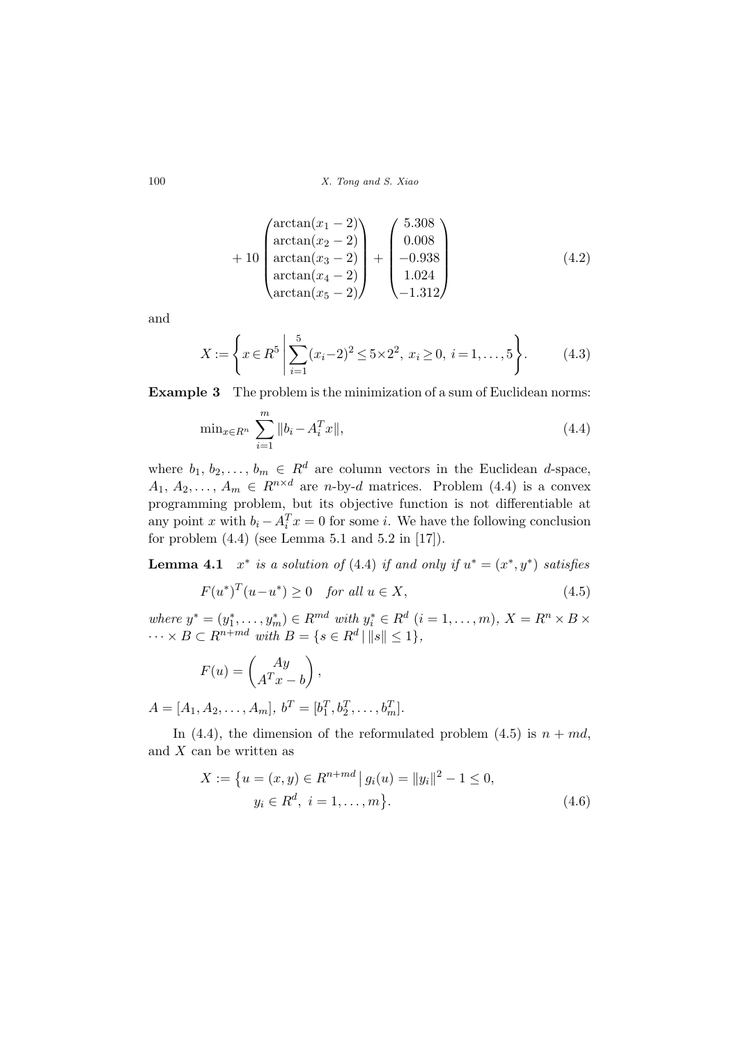$$+ 10 \begin{pmatrix} \arctan(x_1 - 2) \\ \arctan(x_2 - 2) \\ \arctan(x_3 - 2) \\ \arctan(x_4 - 2) \\ \arctan(x_5 - 2) \end{pmatrix} + \begin{pmatrix} 5.308 \\ 0.008 \\ -0.938 \\ 1.024 \\ -1.312 \end{pmatrix} \tag{4.2}$$

and

$$X := \left\{ x \in R^5 \,\middle|\, \sum_{i=1}^{5} (x_i - 2)^2 \leq 5 \times 2^2,\ x_i \geq 0,\ i = 1, \ldots, 5 \right\}. \tag{4.3}$$

**Example 3** The problem is the minimization of a sum of Euclidean norms:

$$\min_{x \in R^n} \sum_{i=1}^{m} \|b_i - A_i^T x\|, \tag{4.4}$$

where $b_1, b_2, \ldots, b_m \in R^d$ are column vectors in the Euclidean $d$-space, $A_1, A_2, \ldots, A_m \in R^{n \times d}$ are $n$-by-$d$ matrices. Problem (4.4) is a convex programming problem, but its objective function is not differentiable at any point $x$ with $b_i - A_i^T x = 0$ for some $i$. We have the following conclusion for problem (4.4) (see Lemma 5.1 and 5.2 in [17]).

**Lemma 4.1** *$x^*$ is a solution of* (4.4) *if and only if $u^* = (x^*, y^*)$ satisfies*

$$F(u^*)^T (u - u^*) \geq 0 \quad \text{for all } u \in X, \tag{4.5}$$

*where $y^* = (y_1^*, \ldots, y_m^*) \in R^{md}$ with $y_i^* \in R^d$ $(i = 1, \ldots, m)$, $X = R^n \times B \times \cdots \times B \subset R^{n+md}$ with $B = \{s \in R^d \mid \|s\| \leq 1\}$,*

$$F(u) = \begin{pmatrix} Ay \\ A^T x - b \end{pmatrix},$$

$A = [A_1, A_2, \ldots, A_m]$, $b^T = [b_1^T, b_2^T, \ldots, b_m^T]$.

In (4.4), the dimension of the reformulated problem (4.5) is $n + md$, and $X$ can be written as

$$X := \big\{ u = (x, y) \in R^{n+md} \,\big|\, g_i(u) = \|y_i\|^2 - 1 \leq 0, \\ y_i \in R^d,\ i = 1, \ldots, m \big\}. \tag{4.6}$$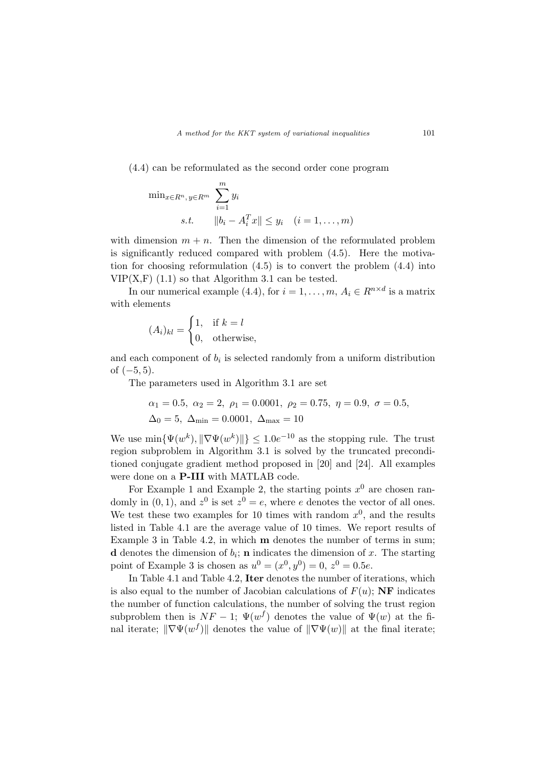(4.4) can be reformulated as the second order cone program

$$
\begin{aligned}
\min_{x\in R^n,\, y\in R^m} \ & \sum_{i=1}^{m} y_i \\
s.t. \quad & \|b_i - A_i^T x\| \le y_i \quad (i = 1, \ldots, m)
\end{aligned}
$$

with dimension $m+n$. Then the dimension of the reformulated problem is significantly reduced compared with problem (4.5). Here the motivation for choosing reformulation (4.5) is to convert the problem (4.4) into VIP(X,F) (1.1) so that Algorithm 3.1 can be tested.

In our numerical example (4.4), for $i = 1, \ldots, m$, $A_i \in R^{n\times d}$ is a matrix with elements

$$
(A_i)_{kl} = \begin{cases} 1, & \text{if } k = l \\ 0, & \text{otherwise,} \end{cases}
$$

and each component of $b_i$ is selected randomly from a uniform distribution of $(-5, 5)$.

The parameters used in Algorithm 3.1 are set

$$
\alpha_1 = 0.5,\ \alpha_2 = 2,\ \rho_1 = 0.0001,\ \rho_2 = 0.75,\ \eta = 0.9,\ \sigma = 0.5,
$$
$$
\Delta_0 = 5,\ \Delta_{\min} = 0.0001,\ \Delta_{\max} = 10
$$

We use $\min\{\Psi(w^k), \|\nabla\Psi(w^k)\|\} \le 1.0e^{-10}$ as the stopping rule. The trust region subproblem in Algorithm 3.1 is solved by the truncated preconditioned conjugate gradient method proposed in [20] and [24]. All examples were done on a **P-III** with MATLAB code.

For Example 1 and Example 2, the starting points $x^0$ are chosen randomly in $(0, 1)$, and $z^0$ is set $z^0 = e$, where $e$ denotes the vector of all ones. We test these two examples for 10 times with random $x^0$, and the results listed in Table 4.1 are the average value of 10 times. We report results of Example 3 in Table 4.2, in which **m** denotes the number of terms in sum; **d** denotes the dimension of $b_i$; **n** indicates the dimension of $x$. The starting point of Example 3 is chosen as $u^0 = (x^0, y^0) = 0$, $z^0 = 0.5e$.

In Table 4.1 and Table 4.2, **Iter** denotes the number of iterations, which is also equal to the number of Jacobian calculations of $F(u)$; **NF** indicates the number of function calculations, the number of solving the trust region subproblem then is $NF - 1$; $\Psi(w^f)$ denotes the value of $\Psi(w)$ at the final iterate; $\|\nabla\Psi(w^f)\|$ denotes the value of $\|\nabla\Psi(w)\|$ at the final iterate;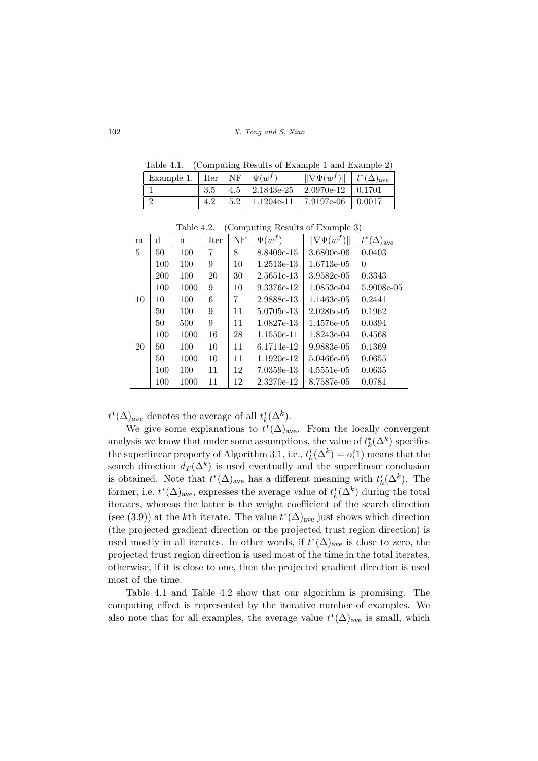Table 4.1. (Computing Results of Example 1 and Example 2)

| Example 1. | Iter | NF | $\Psi(w^f)$ | $\|\nabla\Psi(w^f)\|$ | $t^*(\Delta)_{\text{ave}}$ |
|---|---|---|---|---|---|
| 1 | 3.5 | 4.5 | 2.1843e-25 | 2.0970e-12 | 0.1701 |
| 2 | 4.2 | 5.2 | 1.1204e-11 | 7.9197e-06 | 0.0017 |

Table 4.2. (Computing Results of Example 3)

| m | d | n | Iter | NF | $\Psi(w^f)$ | $\|\nabla\Psi(w^f)\|$ | $t^*(\Delta)_{\text{ave}}$ |
|---|---|---|---|---|---|---|---|
| 5 | 50 | 100 | 7 | 8 | 8.8409e-15 | 3.6800e-06 | 0.0403 |
| | 100 | 100 | 9 | 10 | 1.2513e-13 | 1.6713e-05 | 0 |
| | 200 | 100 | 20 | 30 | 2.5651e-13 | 3.9582e-05 | 0.3343 |
| | 100 | 1000 | 9 | 10 | 9.3376e-12 | 1.0853e-04 | 5.9008e-05 |
| 10 | 10 | 100 | 6 | 7 | 2.9888e-13 | 1.1463e-05 | 0.2441 |
| | 50 | 100 | 9 | 11 | 5.0705e-13 | 2.0286e-05 | 0.1962 |
| | 50 | 500 | 9 | 11 | 1.0827e-13 | 1.4576e-05 | 0.0394 |
| | 100 | 1000 | 16 | 28 | 1.1550e-11 | 1.8243e-04 | 0.4568 |
| 20 | 50 | 100 | 10 | 11 | 6.1714e-12 | 9.9883e-05 | 0.1369 |
| | 50 | 1000 | 10 | 11 | 1.1920e-12 | 5.0466e-05 | 0.0655 |
| | 100 | 100 | 11 | 12 | 7.0359e-13 | 4.5551e-05 | 0.0635 |
| | 100 | 1000 | 11 | 12 | 2.3270e-12 | 8.7587e-05 | 0.0781 |

$t^*(\Delta)_{ave}$ denotes the average of all $t_k^*(\Delta^k)$.

We give some explanations to $t^*(\Delta)_{\text{ave}}$. From the locally convergent analysis we know that under some assumptions, the value of $t_k^*(\Delta^k)$ specifies the superlinear property of Algorithm 3.1, i.e., $t_k^*(\Delta^k) = o(1)$ means that the search direction $\bar{d}_T(\Delta^k)$ is used eventually and the superlinear conclusion is obtained. Note that $t^*(\Delta)_{\text{ave}}$ has a different meaning with $t_k^*(\Delta^k)$. The former, i.e. $t^*(\Delta)_{\text{ave}}$, expresses the average value of $t_k^*(\Delta^k)$ during the total iterates, whereas the latter is the weight coefficient of the search direction (see (3.9)) at the $k$th iterate. The value $t^*(\Delta)_{\text{ave}}$ just shows which direction (the projected gradient direction or the projected trust region direction) is used mostly in all iterates. In other words, if $t^*(\Delta)_{\text{ave}}$ is close to zero, the projected trust region direction is used most of the time in the total iterates, otherwise, if it is close to one, then the projected gradient direction is used most of the time.

Table 4.1 and Table 4.2 show that our algorithm is promising. The computing effect is represented by the iterative number of examples. We also note that for all examples, the average value $t^*(\Delta)_{\text{ave}}$ is small, which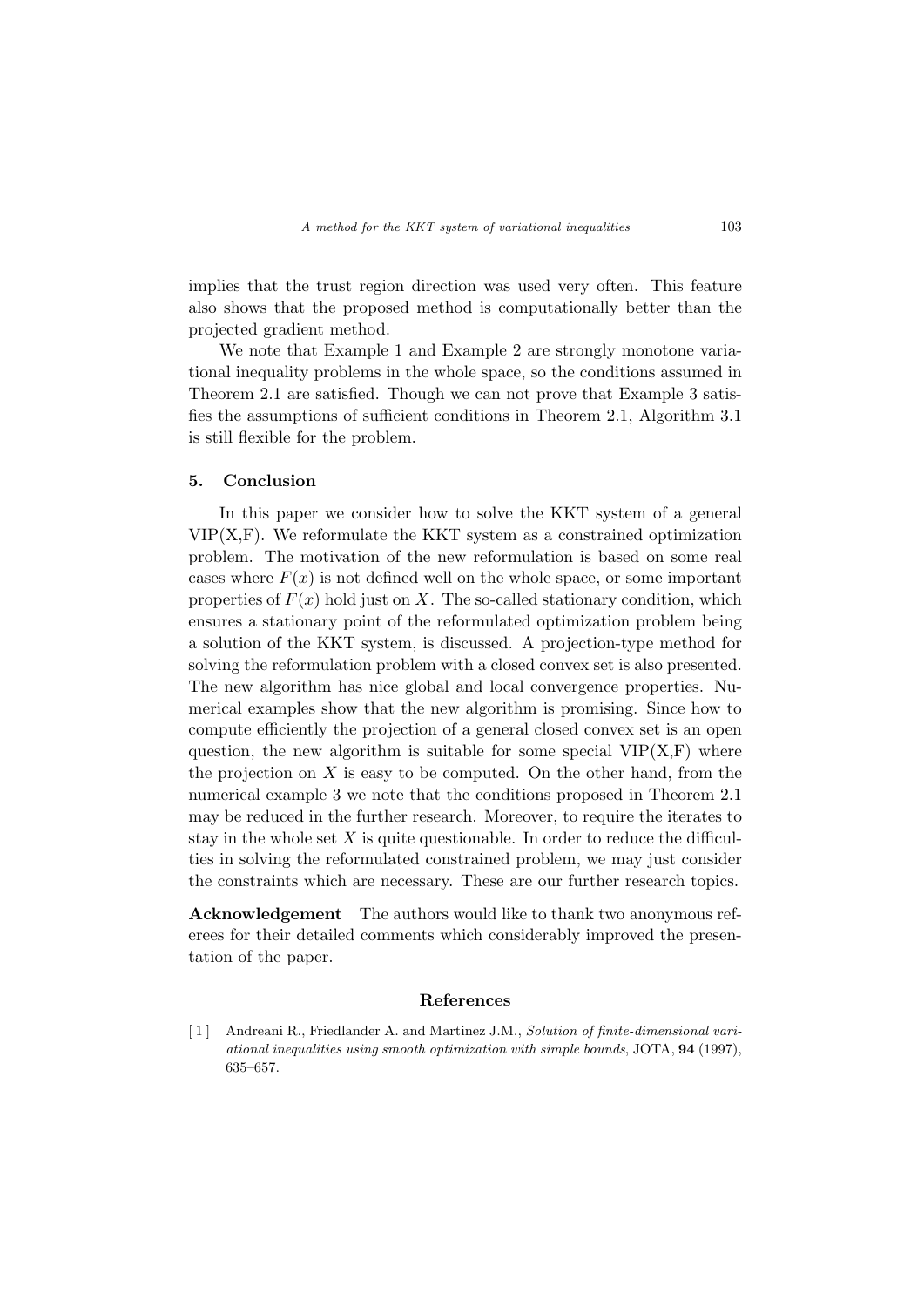implies that the trust region direction was used very often. This feature also shows that the proposed method is computationally better than the projected gradient method.

We note that Example 1 and Example 2 are strongly monotone variational inequality problems in the whole space, so the conditions assumed in Theorem 2.1 are satisfied. Though we can not prove that Example 3 satisfies the assumptions of sufficient conditions in Theorem 2.1, Algorithm 3.1 is still flexible for the problem.

## 5. Conclusion

In this paper we consider how to solve the KKT system of a general VIP(X,F). We reformulate the KKT system as a constrained optimization problem. The motivation of the new reformulation is based on some real cases where $F(x)$ is not defined well on the whole space, or some important properties of $F(x)$ hold just on $X$. The so-called stationary condition, which ensures a stationary point of the reformulated optimization problem being a solution of the KKT system, is discussed. A projection-type method for solving the reformulation problem with a closed convex set is also presented. The new algorithm has nice global and local convergence properties. Numerical examples show that the new algorithm is promising. Since how to compute efficiently the projection of a general closed convex set is an open question, the new algorithm is suitable for some special VIP(X,F) where the projection on $X$ is easy to be computed. On the other hand, from the numerical example 3 we note that the conditions proposed in Theorem 2.1 may be reduced in the further research. Moreover, to require the iterates to stay in the whole set $X$ is quite questionable. In order to reduce the difficulties in solving the reformulated constrained problem, we may just consider the constraints which are necessary. These are our further research topics.

**Acknowledgement** The authors would like to thank two anonymous referees for their detailed comments which considerably improved the presentation of the paper.

## References

[1] Andreani R., Friedlander A. and Martinez J.M., *Solution of finite-dimensional variational inequalities using smooth optimization with simple bounds*, JOTA, **94** (1997), 635–657.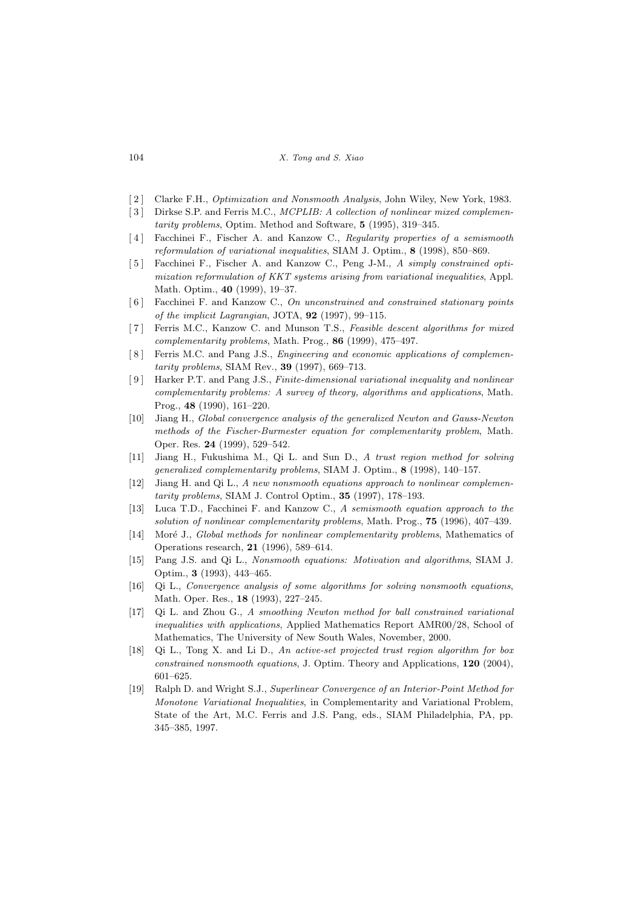[2] Clarke F.H., *Optimization and Nonsmooth Analysis*, John Wiley, New York, 1983.

[3] Dirkse S.P. and Ferris M.C., *MCPLIB: A collection of nonlinear mixed complementarity problems*, Optim. Method and Software, **5** (1995), 319–345.

[4] Facchinei F., Fischer A. and Kanzow C., *Regularity properties of a semismooth reformulation of variational inequalities*, SIAM J. Optim., **8** (1998), 850–869.

[5] Facchinei F., Fischer A. and Kanzow C., Peng J-M., *A simply constrained optimization reformulation of KKT systems arising from variational inequalities*, Appl. Math. Optim., **40** (1999), 19–37.

[6] Facchinei F. and Kanzow C., *On unconstrained and constrained stationary points of the implicit Lagrangian*, JOTA, **92** (1997), 99–115.

[7] Ferris M.C., Kanzow C. and Munson T.S., *Feasible descent algorithms for mixed complementarity problems*, Math. Prog., **86** (1999), 475–497.

[8] Ferris M.C. and Pang J.S., *Engineering and economic applications of complementarity problems*, SIAM Rev., **39** (1997), 669–713.

[9] Harker P.T. and Pang J.S., *Finite-dimensional variational inequality and nonlinear complementarity problems: A survey of theory, algorithms and applications*, Math. Prog., **48** (1990), 161–220.

[10] Jiang H., *Global convergence analysis of the generalized Newton and Gauss-Newton methods of the Fischer-Burmester equation for complementarity problem*, Math. Oper. Res. **24** (1999), 529–542.

[11] Jiang H., Fukushima M., Qi L. and Sun D., *A trust region method for solving generalized complementarity problems*, SIAM J. Optim., **8** (1998), 140–157.

[12] Jiang H. and Qi L., *A new nonsmooth equations approach to nonlinear complementarity problems*, SIAM J. Control Optim., **35** (1997), 178–193.

[13] Luca T.D., Facchinei F. and Kanzow C., *A semismooth equation approach to the solution of nonlinear complementarity problems*, Math. Prog., **75** (1996), 407–439.

[14] Moré J., *Global methods for nonlinear complementarity problems*, Mathematics of Operations research, **21** (1996), 589–614.

[15] Pang J.S. and Qi L., *Nonsmooth equations: Motivation and algorithms*, SIAM J. Optim., **3** (1993), 443–465.

[16] Qi L., *Convergence analysis of some algorithms for solving nonsmooth equations*, Math. Oper. Res., **18** (1993), 227–245.

[17] Qi L. and Zhou G., *A smoothing Newton method for ball constrained variational inequalities with applications*, Applied Mathematics Report AMR00/28, School of Mathematics, The University of New South Wales, November, 2000.

[18] Qi L., Tong X. and Li D., *An active-set projected trust region algorithm for box constrained nonsmooth equations*, J. Optim. Theory and Applications, **120** (2004), 601–625.

[19] Ralph D. and Wright S.J., *Superlinear Convergence of an Interior-Point Method for Monotone Variational Inequalities*, in Complementarity and Variational Problem, State of the Art, M.C. Ferris and J.S. Pang, eds., SIAM Philadelphia, PA, pp. 345–385, 1997.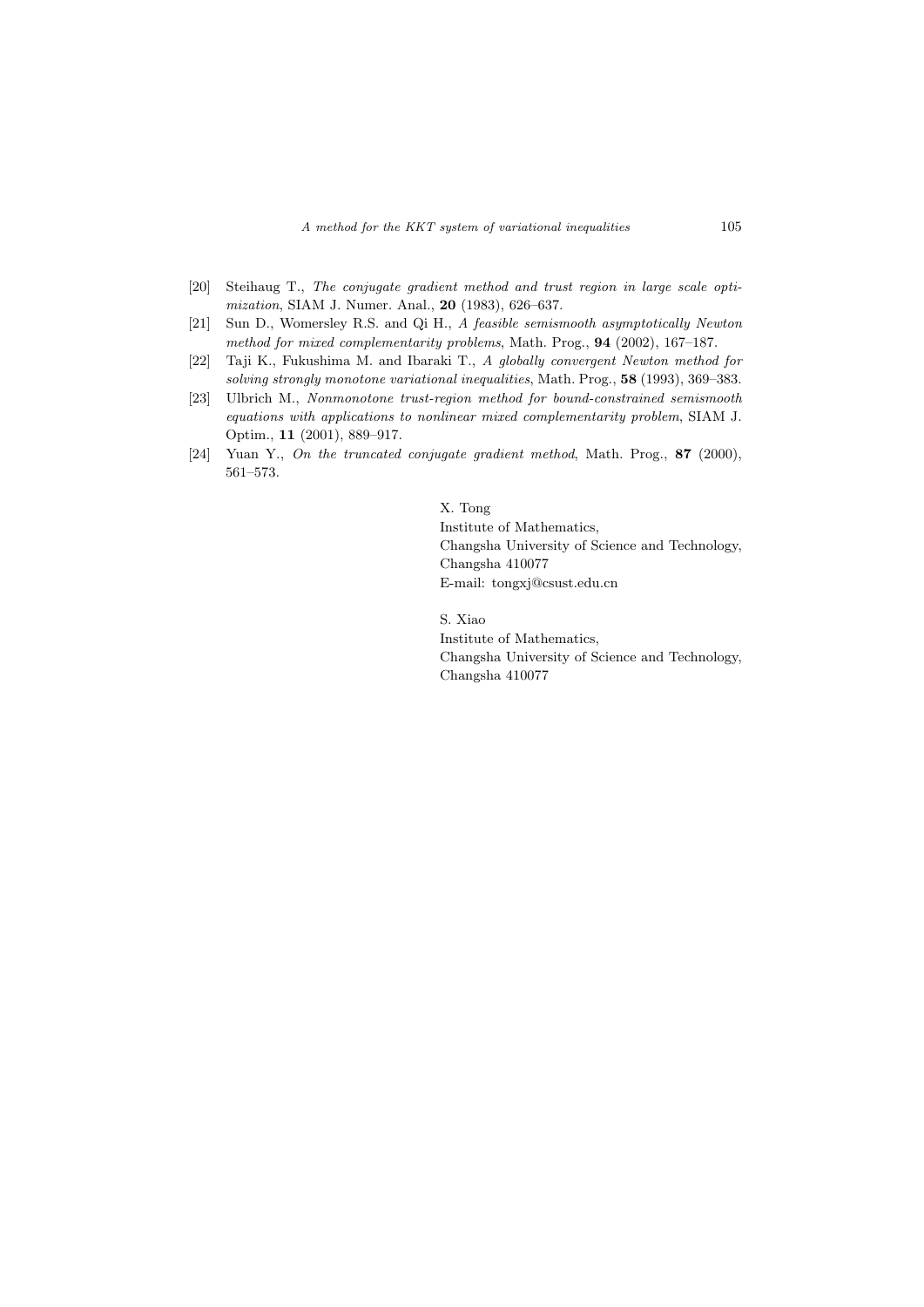[20] Steihaug T., *The conjugate gradient method and trust region in large scale optimization*, SIAM J. Numer. Anal., **20** (1983), 626–637.

[21] Sun D., Womersley R.S. and Qi H., *A feasible semismooth asymptotically Newton method for mixed complementarity problems*, Math. Prog., **94** (2002), 167–187.

[22] Taji K., Fukushima M. and Ibaraki T., *A globally convergent Newton method for solving strongly monotone variational inequalities*, Math. Prog., **58** (1993), 369–383.

[23] Ulbrich M., *Nonmonotone trust-region method for bound-constrained semismooth equations with applications to nonlinear mixed complementarity problem*, SIAM J. Optim., **11** (2001), 889–917.

[24] Yuan Y., *On the truncated conjugate gradient method*, Math. Prog., **87** (2000), 561–573.

X. Tong
Institute of Mathematics,
Changsha University of Science and Technology,
Changsha 410077
E-mail: tongxj@csust.edu.cn

S. Xiao
Institute of Mathematics,
Changsha University of Science and Technology,
Changsha 410077